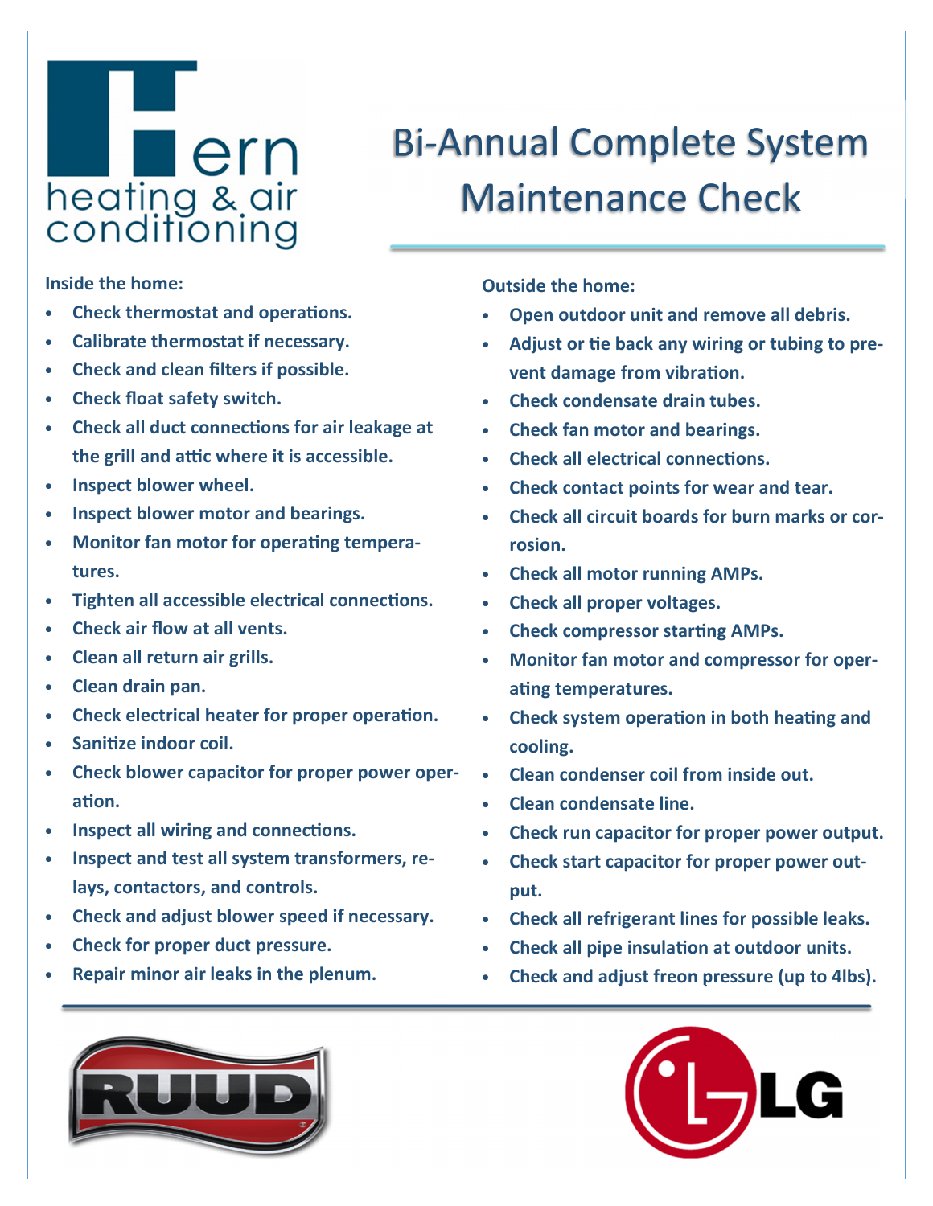Hern heating & air conditioning

# Bi-Annual Complete System Maintenance Check

**Inside the home:**

- Check thermostat and operations.
- Calibrate thermostat if necessary.
- Check and clean filters if possible.
- Check float safety switch.
- Check all duct connections for air leakage at the grill and attic where it is accessible.
- Inspect blower wheel.
- Inspect blower motor and bearings.
- Monitor fan motor for operating temperatures.
- Tighten all accessible electrical connections.
- Check air flow at all vents.
- Clean all return air grills.
- Clean drain pan.
- Check electrical heater for proper operation.
- Sanitize indoor coil.
- Check blower capacitor for proper power operation.
- Inspect all wiring and connections.
- Inspect and test all system transformers, relays, contactors, and controls.
- Check and adjust blower speed if necessary.
- Check for proper duct pressure.
- Repair minor air leaks in the plenum.

**Outside the home:**

- Open outdoor unit and remove all debris.
- Adjust or tie back any wiring or tubing to prevent damage from vibration.
- Check condensate drain tubes.
- Check fan motor and bearings.
- Check all electrical connections.
- Check contact points for wear and tear.
- Check all circuit boards for burn marks or corrosion.
- Check all motor running AMPs.
- Check all proper voltages.
- Check compressor starting AMPs.
- Monitor fan motor and compressor for operating temperatures.
- Check system operation in both heating and cooling.
- Clean condenser coil from inside out.
- Clean condensate line.
- Check run capacitor for proper power output.
- Check start capacitor for proper power output.
- Check all refrigerant lines for possible leaks.
- Check all pipe insulation at outdoor units.
- Check and adjust freon pressure (up to 4lbs).

RUUD

LG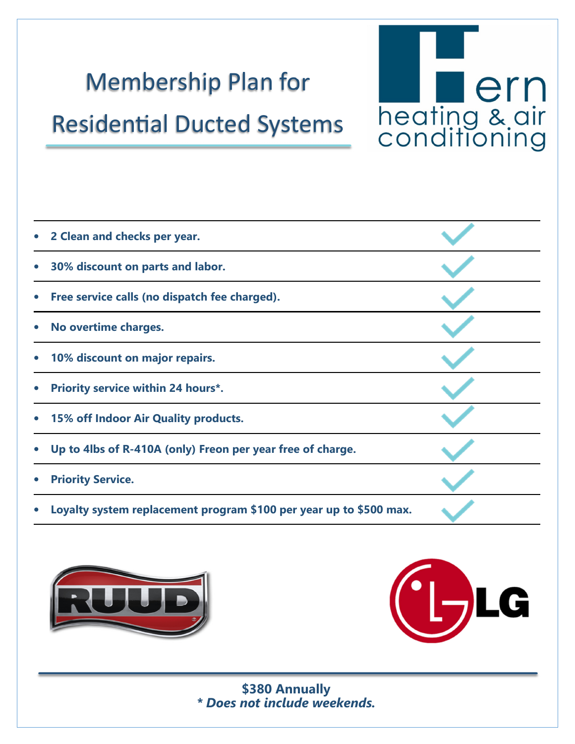# Membership Plan for Residential Ducted Systems

Hern heating & air conditioning

| | |
|---|---|
| • 2 Clean and checks per year. | ✓ |
| • 30% discount on parts and labor. | ✓ |
| • Free service calls (no dispatch fee charged). | ✓ |
| • No overtime charges. | ✓ |
| • 10% discount on major repairs. | ✓ |
| • Priority service within 24 hours*. | ✓ |
| • 15% off Indoor Air Quality products. | ✓ |
| • Up to 4lbs of R-410A (only) Freon per year free of charge. | ✓ |
| • Priority Service. | ✓ |
| • Loyalty system replacement program $100 per year up to $500 max. | ✓ |

RUUD

LG

**$380 Annually**

***** Does not include weekends.***